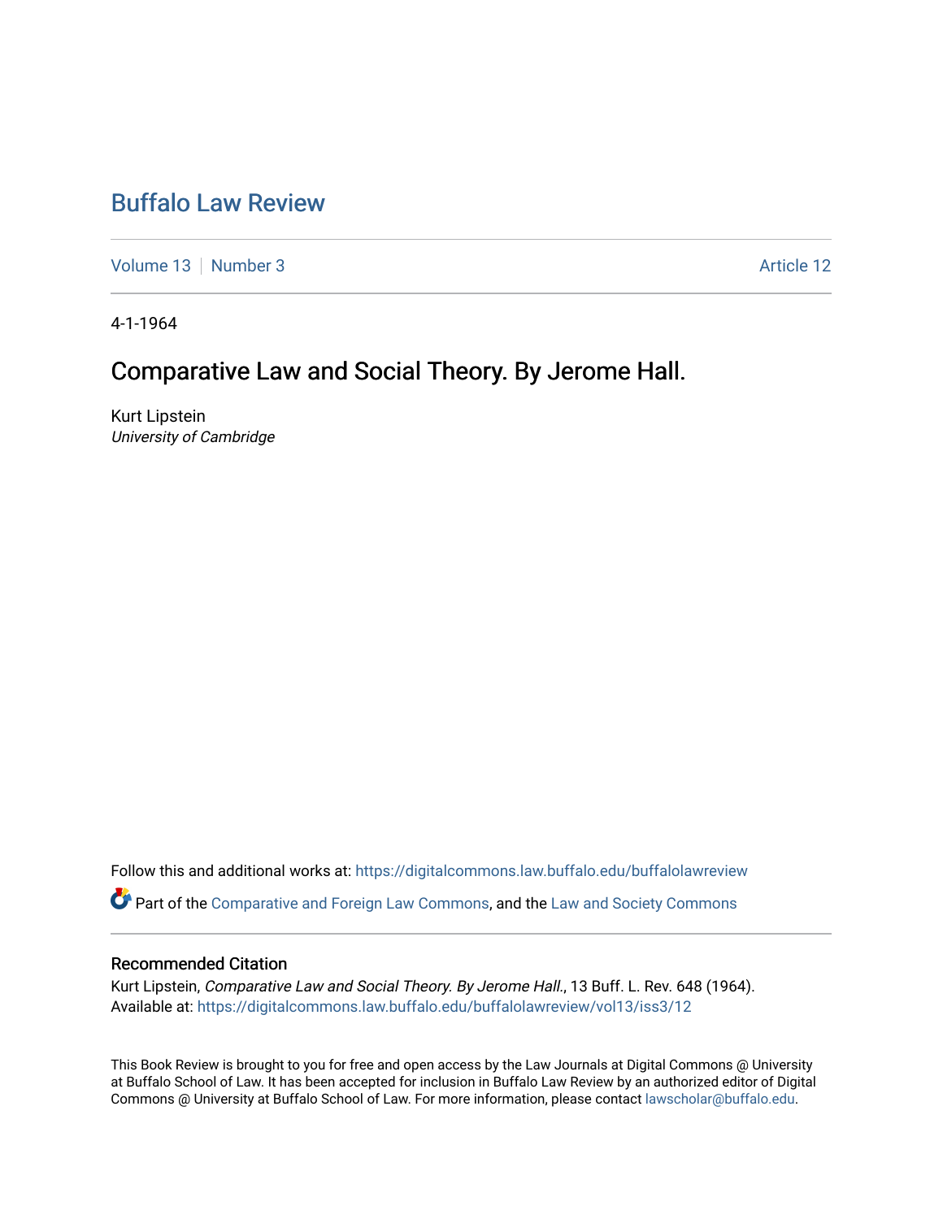# Buffalo Law Review

Volume 13 | Number 3 | Article 12

4-1-1964

## Comparative Law and Social Theory. By Jerome Hall.

Kurt Lipstein
*University of Cambridge*

Follow this and additional works at: https://digitalcommons.law.buffalo.edu/buffalolawreview

Part of the Comparative and Foreign Law Commons, and the Law and Society Commons

### Recommended Citation

Kurt Lipstein, *Comparative Law and Social Theory. By Jerome Hall.*, 13 Buff. L. Rev. 648 (1964).
Available at: https://digitalcommons.law.buffalo.edu/buffalolawreview/vol13/iss3/12

This Book Review is brought to you for free and open access by the Law Journals at Digital Commons @ University at Buffalo School of Law. It has been accepted for inclusion in Buffalo Law Review by an authorized editor of Digital Commons @ University at Buffalo School of Law. For more information, please contact lawscholar@buffalo.edu.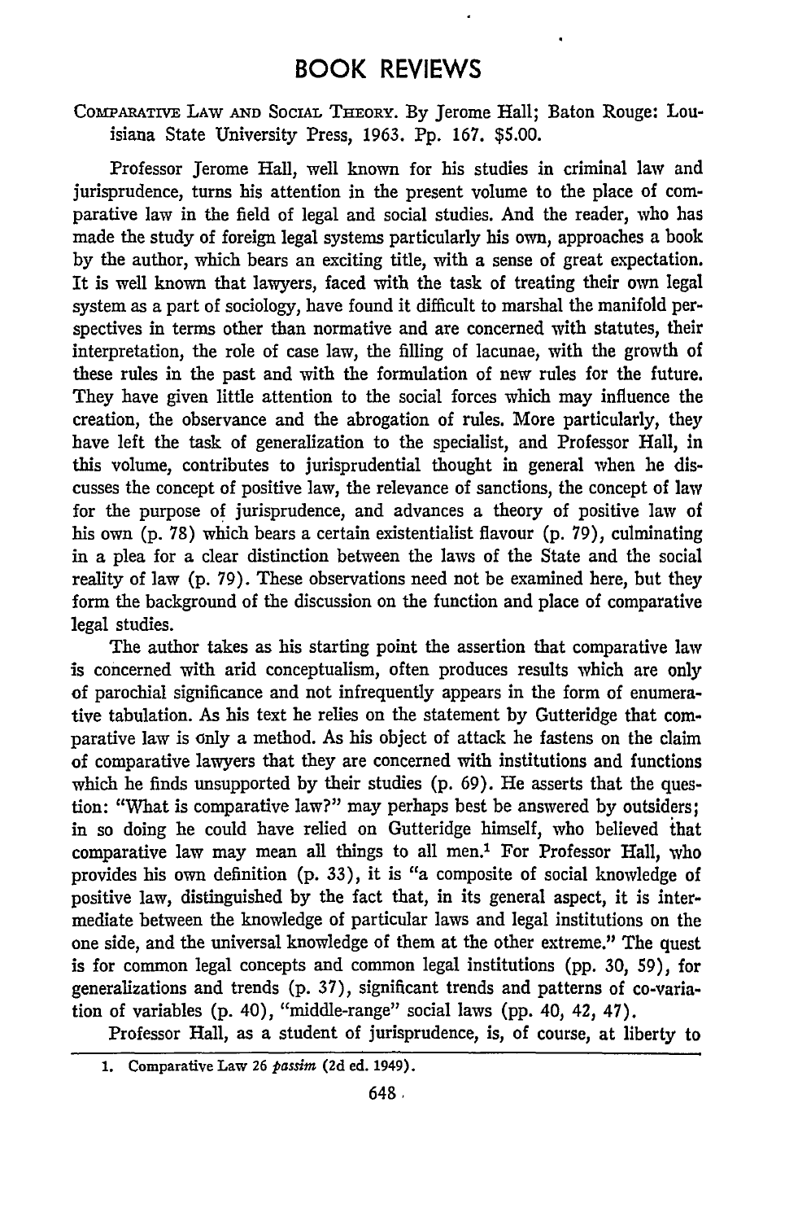# BOOK REVIEWS

COMPARATIVE LAW AND SOCIAL THEORY. By Jerome Hall; Baton Rouge: Louisiana State University Press, 1963. Pp. 167. $5.00.

Professor Jerome Hall, well known for his studies in criminal law and jurisprudence, turns his attention in the present volume to the place of comparative law in the field of legal and social studies. And the reader, who has made the study of foreign legal systems particularly his own, approaches a book by the author, which bears an exciting title, with a sense of great expectation. It is well known that lawyers, faced with the task of treating their own legal system as a part of sociology, have found it difficult to marshal the manifold perspectives in terms other than normative and are concerned with statutes, their interpretation, the role of case law, the filling of lacunae, with the growth of these rules in the past and with the formulation of new rules for the future. They have given little attention to the social forces which may influence the creation, the observance and the abrogation of rules. More particularly, they have left the task of generalization to the specialist, and Professor Hall, in this volume, contributes to jurisprudential thought in general when he discusses the concept of positive law, the relevance of sanctions, the concept of law for the purpose of jurisprudence, and advances a theory of positive law of his own (p. 78) which bears a certain existentialist flavour (p. 79), culminating in a plea for a clear distinction between the laws of the State and the social reality of law (p. 79). These observations need not be examined here, but they form the background of the discussion on the function and place of comparative legal studies.

The author takes as his starting point the assertion that comparative law is concerned with arid conceptualism, often produces results which are only of parochial significance and not infrequently appears in the form of enumerative tabulation. As his text he relies on the statement by Gutteridge that comparative law is only a method. As his object of attack he fastens on the claim of comparative lawyers that they are concerned with institutions and functions which he finds unsupported by their studies (p. 69). He asserts that the question: "What is comparative law?" may perhaps best be answered by outsiders; in so doing he could have relied on Gutteridge himself, who believed that comparative law may mean all things to all men.[1] For Professor Hall, who provides his own definition (p. 33), it is "a composite of social knowledge of positive law, distinguished by the fact that, in its general aspect, it is intermediate between the knowledge of particular laws and legal institutions on the one side, and the universal knowledge of them at the other extreme." The quest is for common legal concepts and common legal institutions (pp. 30, 59), for generalizations and trends (p. 37), significant trends and patterns of co-variation of variables (p. 40), "middle-range" social laws (pp. 40, 42, 47).

Professor Hall, as a student of jurisprudence, is, of course, at liberty to

1. Comparative Law 26 *passim* (2d ed. 1949).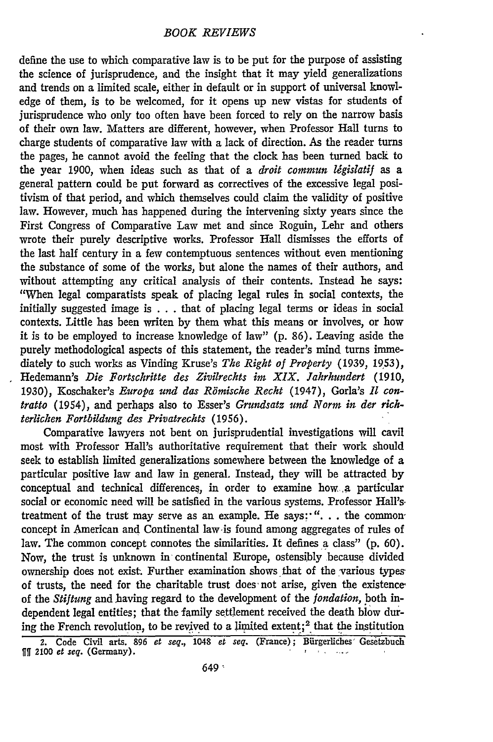define the use to which comparative law is to be put for the purpose of assisting the science of jurisprudence, and the insight that it may yield generalizations and trends on a limited scale, either in default or in support of universal knowledge of them, is to be welcomed, for it opens up new vistas for students of jurisprudence who only too often have been forced to rely on the narrow basis of their own law. Matters are different, however, when Professor Hall turns to charge students of comparative law with a lack of direction. As the reader turns the pages, he cannot avoid the feeling that the clock has been turned back to the year 1900, when ideas such as that of a *droit commun législatif* as a general pattern could be put forward as correctives of the excessive legal positivism of that period, and which themselves could claim the validity of positive law. However, much has happened during the intervening sixty years since the First Congress of Comparative Law met and since Roguin, Lehr and others wrote their purely descriptive works. Professor Hall dismisses the efforts of the last half century in a few contemptuous sentences without even mentioning the substance of some of the works, but alone the names of their authors, and without attempting any critical analysis of their contents. Instead he says: "When legal comparatists speak of placing legal rules in social contexts, the initially suggested image is . . . that of placing legal terms or ideas in social contexts. Little has been writen by them what this means or involves, or how it is to be employed to increase knowledge of law" (p. 86). Leaving aside the purely methodological aspects of this statement, the reader's mind turns immediately to such works as Vinding Kruse's *The Right of Property* (1939, 1953), Hedemann's *Die Fortschritte des Zivilrechts im XIX. Jahrhundert* (1910, 1930), Koschaker's *Europa und das Römische Recht* (1947), Gorla's *Il contratto* (1954), and perhaps also to Esser's *Grundsatz und Norm in der richterlichen Fortbildung des Privatrechts* (1956).

Comparative lawyers not bent on jurisprudential investigations will cavil most with Professor Hall's authoritative requirement that their work should seek to establish limited generalizations somewhere between the knowledge of a particular positive law and law in general. Instead, they will be attracted by conceptual and technical differences, in order to examine how a particular social or economic need will be satisfied in the various systems. Professor Hall's treatment of the trust may serve as an example. He says: ". . . the common concept in American and Continental law is found among aggregates of rules of law. The common concept connotes the similarities. It defines a class" (p. 60). Now, the trust is unknown in continental Europe, ostensibly because divided ownership does not exist. Further examination shows that of the various types of trusts, the need for the charitable trust does not arise, given the existence of the *Stiftung* and having regard to the development of the *fondation*, both independent legal entities; that the family settlement received the death blow during the French revolution, to be revived to a limited extent;[2] that the institution

2. Code Civil arts. 896 *et seq.*, 1048 *et seq.* (France); Bürgerliches Gesetzbuch ¶¶ 2100 *et seq.* (Germany).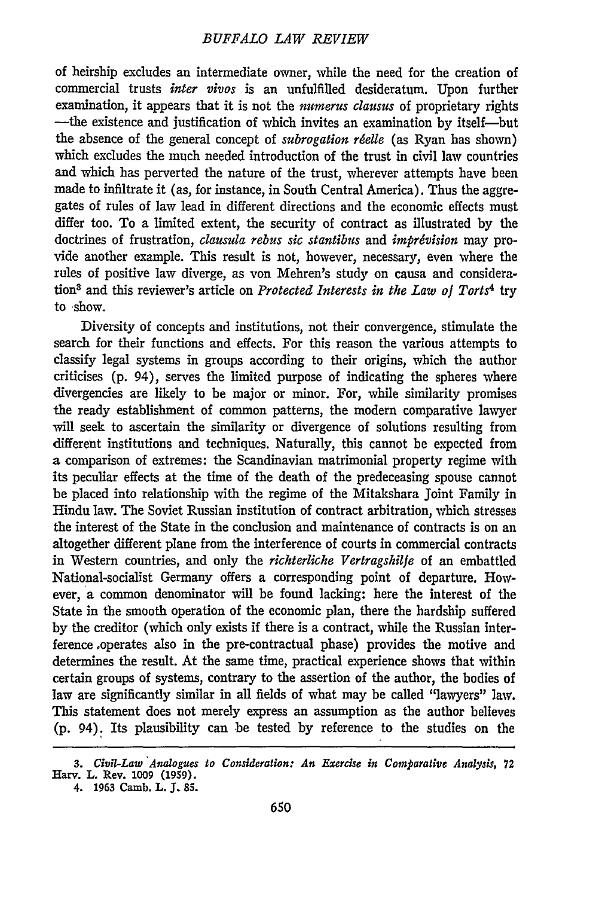of heirship excludes an intermediate owner, while the need for the creation of commercial trusts *inter vivos* is an unfulfilled desideratum. Upon further examination, it appears that it is not the *numerus clausus* of proprietary rights —the existence and justification of which invites an examination by itself—but the absence of the general concept of *subrogation réelle* (as Ryan has shown) which excludes the much needed introduction of the trust in civil law countries and which has perverted the nature of the trust, wherever attempts have been made to infiltrate it (as, for instance, in South Central America). Thus the aggregates of rules of law lead in different directions and the economic effects must differ too. To a limited extent, the security of contract as illustrated by the doctrines of frustration, *clausula rebus sic stantibus* and *imprévision* may provide another example. This result is not, however, necessary, even where the rules of positive law diverge, as von Mehren's study on causa and consideration[3] and this reviewer's article on *Protected Interests in the Law of Torts*[4] try to show.

Diversity of concepts and institutions, not their convergence, stimulate the search for their functions and effects. For this reason the various attempts to classify legal systems in groups according to their origins, which the author criticises (p. 94), serves the limited purpose of indicating the spheres where divergencies are likely to be major or minor. For, while similarity promises the ready establishment of common patterns, the modern comparative lawyer will seek to ascertain the similarity or divergence of solutions resulting from different institutions and techniques. Naturally, this cannot be expected from a comparison of extremes: the Scandinavian matrimonial property regime with its peculiar effects at the time of the death of the predeceasing spouse cannot be placed into relationship with the regime of the Mitakshara Joint Family in Hindu law. The Soviet Russian institution of contract arbitration, which stresses the interest of the State in the conclusion and maintenance of contracts is on an altogether different plane from the interference of courts in commercial contracts in Western countries, and only the *richterliche Vertragshilfe* of an embattled National-socialist Germany offers a corresponding point of departure. However, a common denominator will be found lacking: here the interest of the State in the smooth operation of the economic plan, there the hardship suffered by the creditor (which only exists if there is a contract, while the Russian interference operates also in the pre-contractual phase) provides the motive and determines the result. At the same time, practical experience shows that within certain groups of systems, contrary to the assertion of the author, the bodies of law are significantly similar in all fields of what may be called "lawyers" law. This statement does not merely express an assumption as the author believes (p. 94). Its plausibility can be tested by reference to the studies on the

---

3. *Civil-Law Analogues to Consideration: An Exercise in Comparative Analysis*, 72 Harv. L. Rev. 1009 (1959).

4. 1963 Camb. L. J. 85.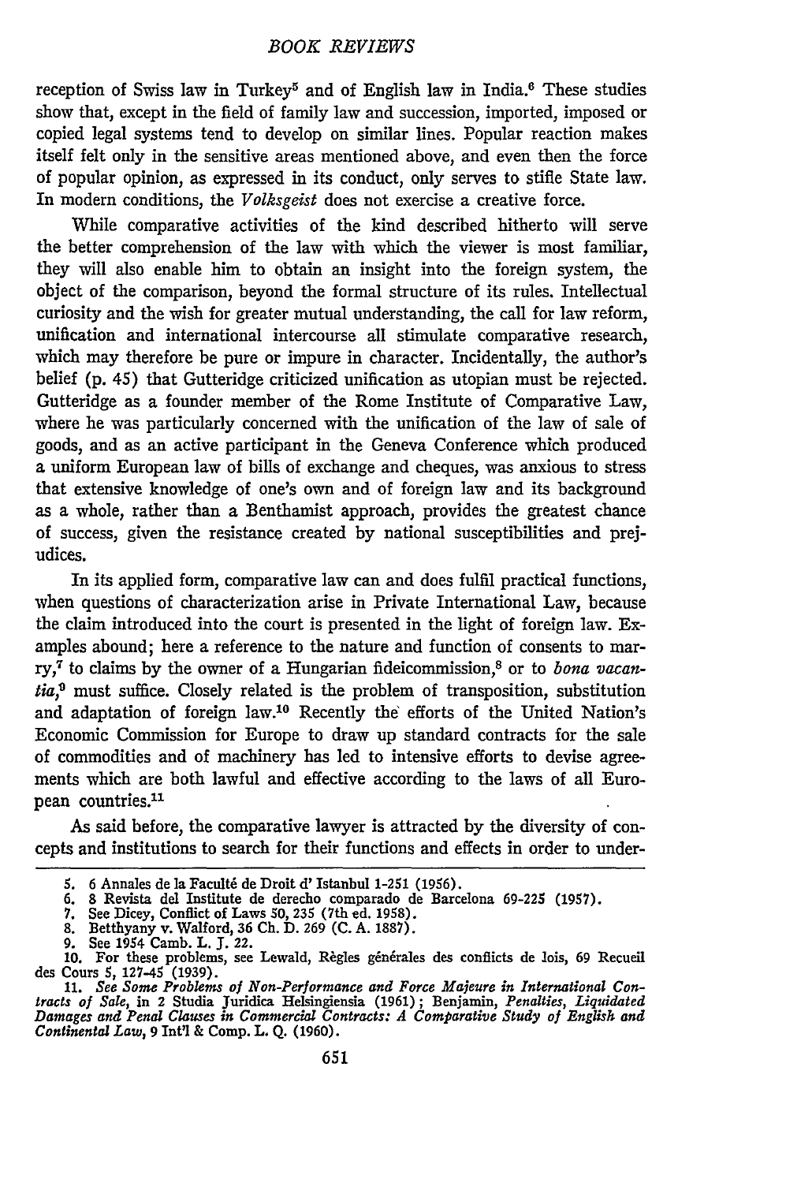reception of Swiss law in Turkey[5] and of English law in India.[6] These studies show that, except in the field of family law and succession, imported, imposed or copied legal systems tend to develop on similar lines. Popular reaction makes itself felt only in the sensitive areas mentioned above, and even then the force of popular opinion, as expressed in its conduct, only serves to stifle State law. In modern conditions, the *Volksgeist* does not exercise a creative force.

While comparative activities of the kind described hitherto will serve the better comprehension of the law with which the viewer is most familiar, they will also enable him to obtain an insight into the foreign system, the object of the comparison, beyond the formal structure of its rules. Intellectual curiosity and the wish for greater mutual understanding, the call for law reform, unification and international intercourse all stimulate comparative research, which may therefore be pure or impure in character. Incidentally, the author's belief (p. 45) that Gutteridge criticized unification as utopian must be rejected. Gutteridge as a founder member of the Rome Institute of Comparative Law, where he was particularly concerned with the unification of the law of sale of goods, and as an active participant in the Geneva Conference which produced a uniform European law of bills of exchange and cheques, was anxious to stress that extensive knowledge of one's own and of foreign law and its background as a whole, rather than a Benthamist approach, provides the greatest chance of success, given the resistance created by national susceptibilities and prejudices.

In its applied form, comparative law can and does fulfil practical functions, when questions of characterization arise in Private International Law, because the claim introduced into the court is presented in the light of foreign law. Examples abound; here a reference to the nature and function of consents to marry,[7] to claims by the owner of a Hungarian fideicommission,[8] or to *bona vacantia*,[9] must suffice. Closely related is the problem of transposition, substitution and adaptation of foreign law.[10] Recently the efforts of the United Nation's Economic Commission for Europe to draw up standard contracts for the sale of commodities and of machinery has led to intensive efforts to devise agreements which are both lawful and effective according to the laws of all European countries.[11]

As said before, the comparative lawyer is attracted by the diversity of concepts and institutions to search for their functions and effects in order to under-

5. 6 Annales de la Faculté de Droit d' Istanbul 1-251 (1956).
6. 8 Revista del Institute de derecho comparado de Barcelona 69-225 (1957).
7. See Dicey, Conflict of Laws 50, 235 (7th ed. 1958).
8. Betthyany v. Walford, 36 Ch. D. 269 (C. A. 1887).
9. See 1954 Camb. L. J. 22.
10. For these problems, see Lewald, Règles générales des conflicts de lois, 69 Recueil des Cours 5, 127-45 (1939).
11. *See Some Problems of Non-Performance and Force Majeure in International Contracts of Sale*, in 2 Studia Juridica Helsingiensia (1961); Benjamin, *Penalties, Liquidated Damages and Penal Clauses in Commercial Contracts: A Comparative Study of English and Continental Law*, 9 Int'l & Comp. L. Q. (1960).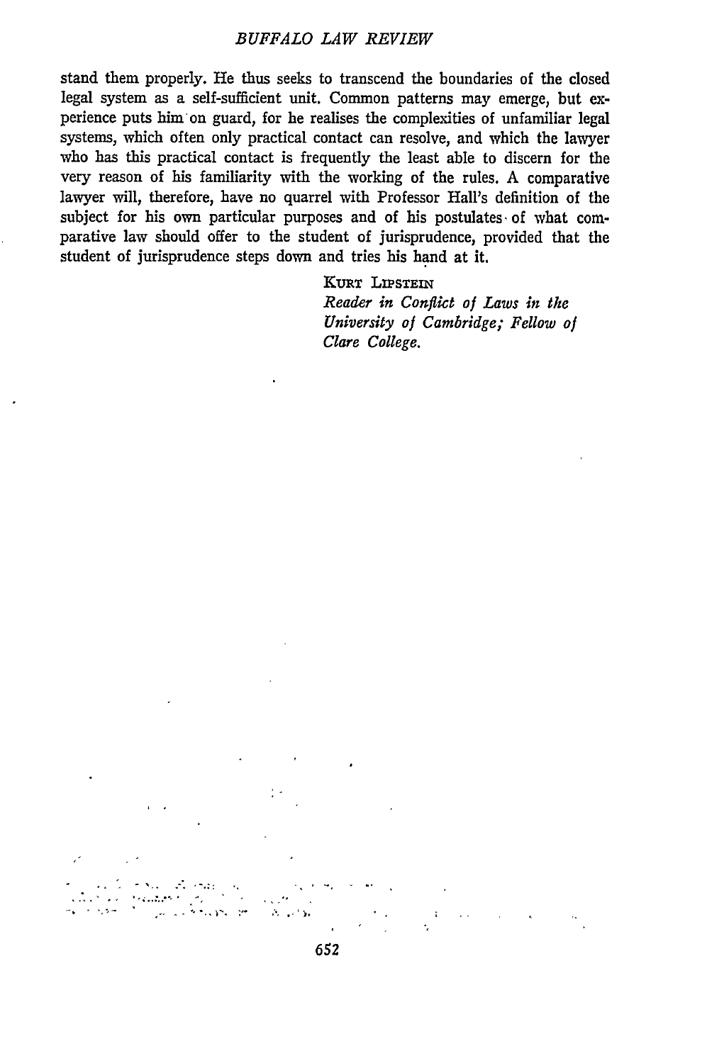stand them properly. He thus seeks to transcend the boundaries of the closed legal system as a self-sufficient unit. Common patterns may emerge, but experience puts him on guard, for he realises the complexities of unfamiliar legal systems, which often only practical contact can resolve, and which the lawyer who has this practical contact is frequently the least able to discern for the very reason of his familiarity with the working of the rules. A comparative lawyer will, therefore, have no quarrel with Professor Hall's definition of the subject for his own particular purposes and of his postulates of what comparative law should offer to the student of jurisprudence, provided that the student of jurisprudence steps down and tries his hand at it.

KURT LIPSTEIN
*Reader in Conflict of Laws in the University of Cambridge; Fellow of Clare College.*